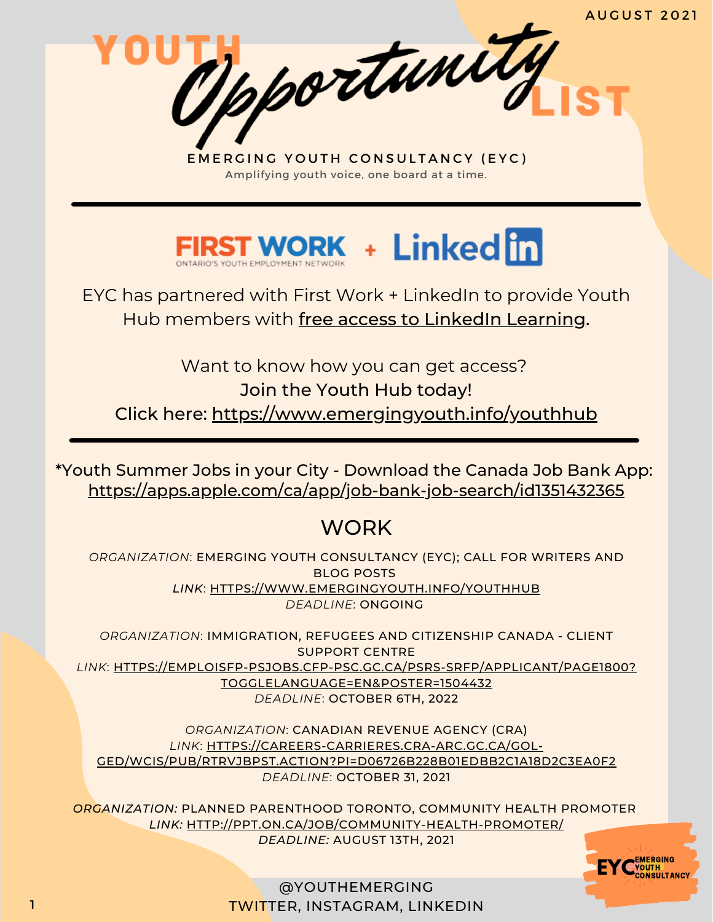AUGUST 2021

# YOUTH *Opportunity* LIST

**EMERGING YOUTH CONSULTANCY (EYC)**

Amplifying youth voice, one board at a time.

---

FIRST WORK ONTARIO'S YOUTH EMPLOYMENT NETWORK + LinkedIn

EYC has partnered with First Work + LinkedIn to provide Youth Hub members with free access to LinkedIn Learning.

Want to know how you can get access?
Join the Youth Hub today!
Click here: https://www.emergingyouth.info/youthhub

---

*Youth Summer Jobs in your City - Download the Canada Job Bank App: https://apps.apple.com/ca/app/job-bank-job-search/id1351432365

## WORK

*ORGANIZATION*: EMERGING YOUTH CONSULTANCY (EYC); CALL FOR WRITERS AND BLOG POSTS
*LINK*: HTTPS://WWW.EMERGINGYOUTH.INFO/YOUTHHUB
*DEADLINE*: ONGOING

*ORGANIZATION*: IMMIGRATION, REFUGEES AND CITIZENSHIP CANADA - CLIENT SUPPORT CENTRE
*LINK*: HTTPS://EMPLOISFP-PSJOBS.CFP-PSC.GC.CA/PSRS-SRFP/APPLICANT/PAGE1800?TOGGLELANGUAGE=EN&POSTER=1504432
*DEADLINE*: OCTOBER 6TH, 2022

*ORGANIZATION*: CANADIAN REVENUE AGENCY (CRA)
*LINK*: HTTPS://CAREERS-CARRIERES.CRA-ARC.GC.CA/GOL-GED/WCIS/PUB/RTRVJBPST.ACTION?PI=D06726B228B01EDBB2C1A18D2C3EA0F2
*DEADLINE*: OCTOBER 31, 2021

*ORGANIZATION:* PLANNED PARENTHOOD TORONTO, COMMUNITY HEALTH PROMOTER
*LINK:* HTTP://PPT.ON.CA/JOB/COMMUNITY-HEALTH-PROMOTER/
*DEADLINE:* AUGUST 13TH, 2021

EYC EMERGING YOUTH CONSULTANCY

@YOUTHEMERGING
TWITTER, INSTAGRAM, LINKEDIN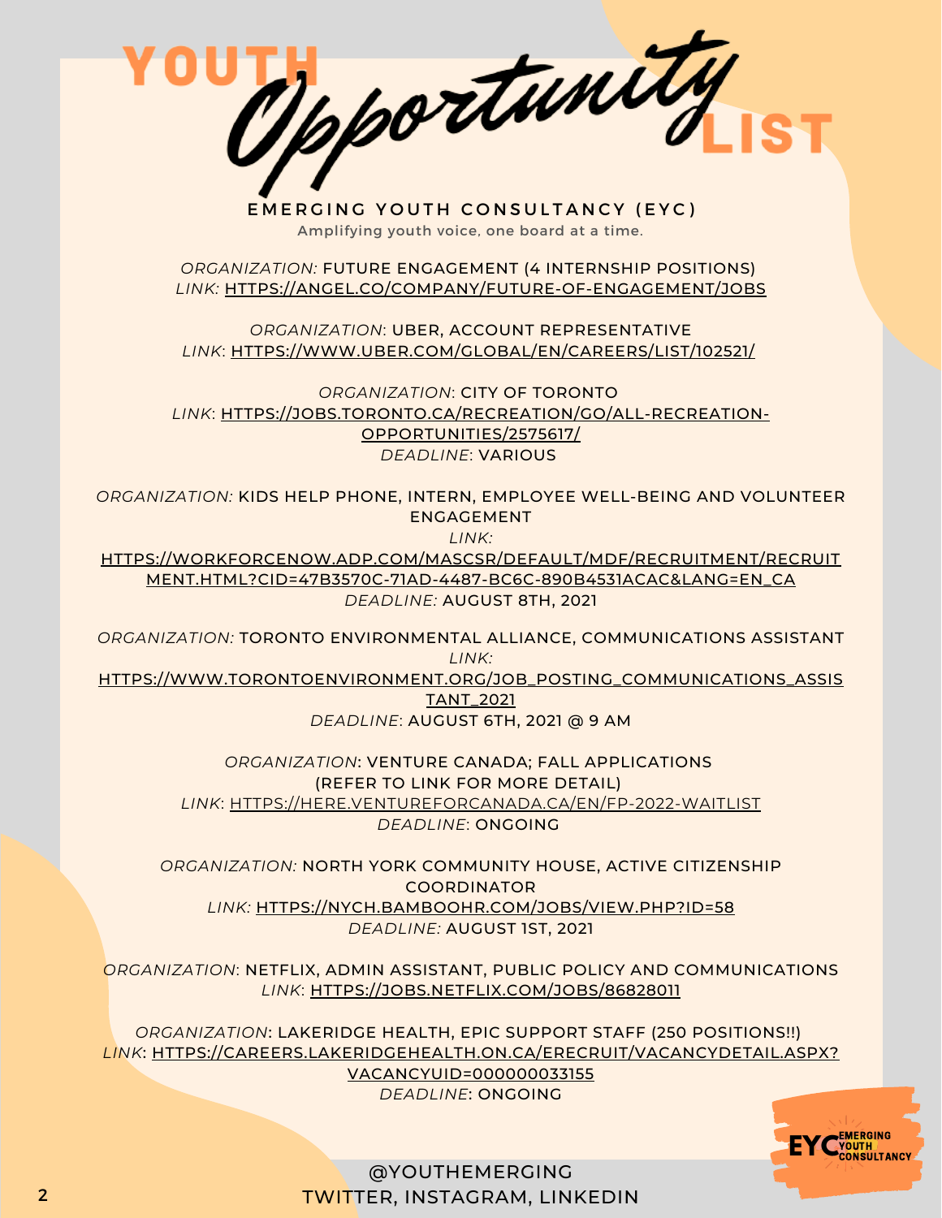# YOUTH Opportunity LIST

**EMERGING YOUTH CONSULTANCY (EYC)**

Amplifying youth voice, one board at a time.

*ORGANIZATION:* FUTURE ENGAGEMENT (4 INTERNSHIP POSITIONS)
*LINK:* HTTPS://ANGEL.CO/COMPANY/FUTURE-OF-ENGAGEMENT/JOBS

*ORGANIZATION*: UBER, ACCOUNT REPRESENTATIVE
*LINK*: HTTPS://WWW.UBER.COM/GLOBAL/EN/CAREERS/LIST/102521/

*ORGANIZATION*: CITY OF TORONTO
*LINK*: HTTPS://JOBS.TORONTO.CA/RECREATION/GO/ALL-RECREATION-OPPORTUNITIES/2575617/
*DEADLINE*: VARIOUS

*ORGANIZATION:* KIDS HELP PHONE, INTERN, EMPLOYEE WELL-BEING AND VOLUNTEER ENGAGEMENT
*LINK:* HTTPS://WORKFORCENOW.ADP.COM/MASCSR/DEFAULT/MDF/RECRUITMENT/RECRUITMENT.HTML?CID=47B3570C-71AD-4487-BC6C-890B4531ACAC&LANG=EN_CA
*DEADLINE:* AUGUST 8TH, 2021

*ORGANIZATION:* TORONTO ENVIRONMENTAL ALLIANCE, COMMUNICATIONS ASSISTANT
*LINK:* HTTPS://WWW.TORONTOENVIRONMENT.ORG/JOB_POSTING_COMMUNICATIONS_ASSISTANT_2021
*DEADLINE*: AUGUST 6TH, 2021 @ 9 AM

*ORGANIZATION*: VENTURE CANADA; FALL APPLICATIONS (REFER TO LINK FOR MORE DETAIL)
*LINK*: HTTPS://HERE.VENTUREFORCANADA.CA/EN/FP-2022-WAITLIST
*DEADLINE*: ONGOING

*ORGANIZATION:* NORTH YORK COMMUNITY HOUSE, ACTIVE CITIZENSHIP COORDINATOR
*LINK:* HTTPS://NYCH.BAMBOOHR.COM/JOBS/VIEW.PHP?ID=58
*DEADLINE:* AUGUST 1ST, 2021

*ORGANIZATION*: NETFLIX, ADMIN ASSISTANT, PUBLIC POLICY AND COMMUNICATIONS
*LINK*: HTTPS://JOBS.NETFLIX.COM/JOBS/86828011

*ORGANIZATION*: LAKERIDGE HEALTH, EPIC SUPPORT STAFF (250 POSITIONS!!)
*LINK*: HTTPS://CAREERS.LAKERIDGEHEALTH.ON.CA/ERECRUIT/VACANCYDETAIL.ASPX?VACANCYUID=000000033155
*DEADLINE*: ONGOING

EYC EMERGING YOUTH CONSULTANCY

@YOUTHEMERGING
TWITTER, INSTAGRAM, LINKEDIN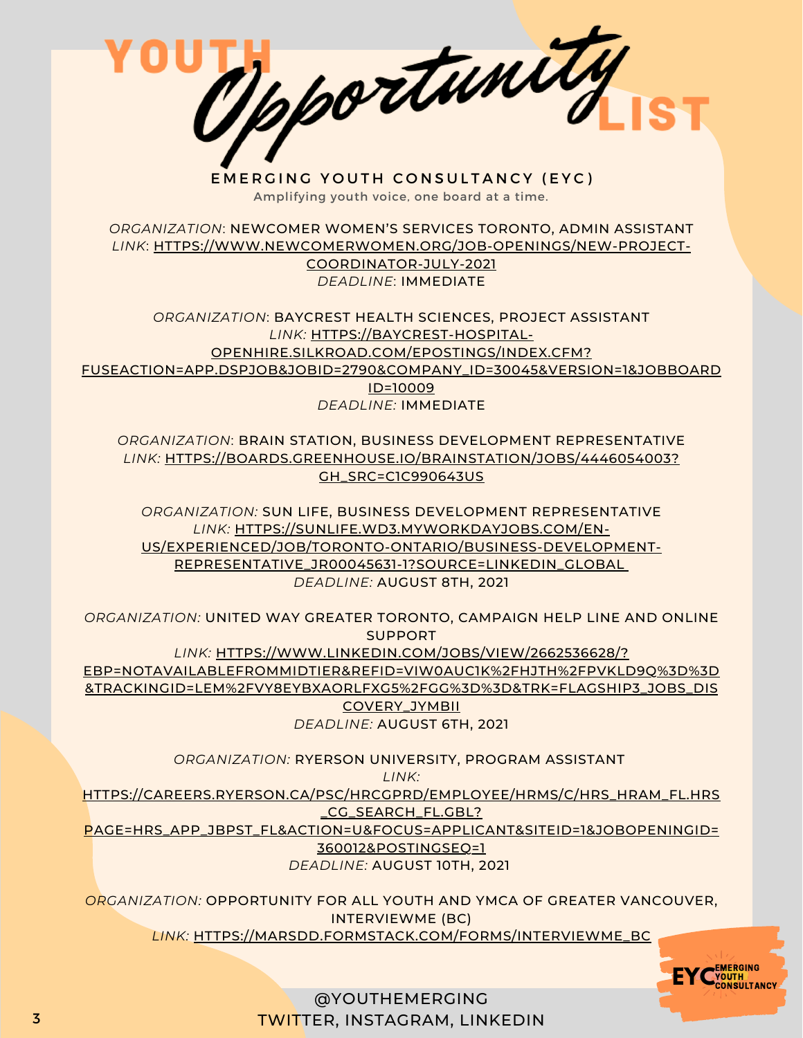# YOUTH *Opportunity* LIST

EMERGING YOUTH CONSULTANCY (EYC)

Amplifying youth voice, one board at a time.

*ORGANIZATION*: NEWCOMER WOMEN'S SERVICES TORONTO, ADMIN ASSISTANT
*LINK*: HTTPS://WWW.NEWCOMERWOMEN.ORG/JOB-OPENINGS/NEW-PROJECT-COORDINATOR-JULY-2021
*DEADLINE*: IMMEDIATE

*ORGANIZATION*: BAYCREST HEALTH SCIENCES, PROJECT ASSISTANT
*LINK:* HTTPS://BAYCREST-HOSPITAL-OPENHIRE.SILKROAD.COM/EPOSTINGS/INDEX.CFM?FUSEACTION=APP.DSPJOB&JOBID=2790&COMPANY_ID=30045&VERSION=1&JOBBOARDID=10009
*DEADLINE:* IMMEDIATE

*ORGANIZATION*: BRAIN STATION, BUSINESS DEVELOPMENT REPRESENTATIVE
*LINK:* HTTPS://BOARDS.GREENHOUSE.IO/BRAINSTATION/JOBS/4446054003?GH_SRC=C1C990643US

*ORGANIZATION:* SUN LIFE, BUSINESS DEVELOPMENT REPRESENTATIVE
*LINK:* HTTPS://SUNLIFE.WD3.MYWORKDAYJOBS.COM/EN-US/EXPERIENCED/JOB/TORONTO-ONTARIO/BUSINESS-DEVELOPMENT-REPRESENTATIVE_JR00045631-1?SOURCE=LINKEDIN_GLOBAL
*DEADLINE:* AUGUST 8TH, 2021

*ORGANIZATION:* UNITED WAY GREATER TORONTO, CAMPAIGN HELP LINE AND ONLINE SUPPORT
*LINK:* HTTPS://WWW.LINKEDIN.COM/JOBS/VIEW/2662536628/?EBP=NOTAVAILABLEFROMMIDTIER&REFID=VIW0AUC1K%2FHJTH%2FPVKLD9Q%3D%3D&TRACKINGID=LEM%2FVY8EYBXAORLFXG5%2FGG%3D%3D&TRK=FLAGSHIP3_JOBS_DISCOVERY_JYMBII
*DEADLINE:* AUGUST 6TH, 2021

*ORGANIZATION:* RYERSON UNIVERSITY, PROGRAM ASSISTANT
*LINK:* HTTPS://CAREERS.RYERSON.CA/PSC/HRCGPRD/EMPLOYEE/HRMS/C/HRS_HRAM_FL.HRS_CG_SEARCH_FL.GBL?PAGE=HRS_APP_JBPST_FL&ACTION=U&FOCUS=APPLICANT&SITEID=1&JOBOPENINGID=360012&POSTINGSEQ=1
*DEADLINE:* AUGUST 10TH, 2021

*ORGANIZATION:* OPPORTUNITY FOR ALL YOUTH AND YMCA OF GREATER VANCOUVER, INTERVIEWME (BC)
*LINK:* HTTPS://MARSDD.FORMSTACK.COM/FORMS/INTERVIEWME_BC

EYC EMERGING YOUTH CONSULTANCY

@YOUTHEMERGING
TWITTER, INSTAGRAM, LINKEDIN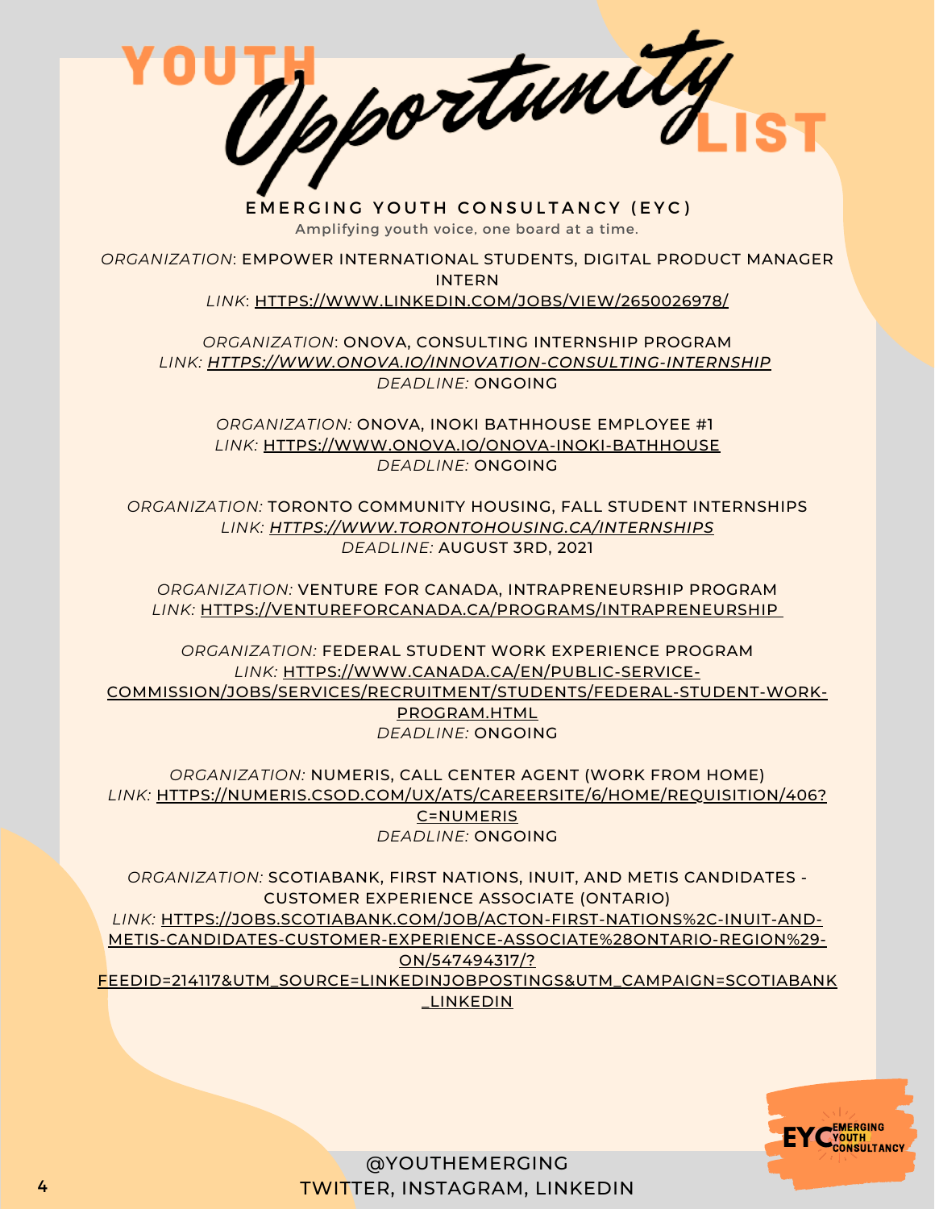# YOUTH *Opportunity* LIST

**EMERGING YOUTH CONSULTANCY (EYC)**

Amplifying youth voice, one board at a time.

*ORGANIZATION*: EMPOWER INTERNATIONAL STUDENTS, DIGITAL PRODUCT MANAGER INTERN
*LINK*: HTTPS://WWW.LINKEDIN.COM/JOBS/VIEW/2650026978/

*ORGANIZATION*: ONOVA, CONSULTING INTERNSHIP PROGRAM
*LINK:* *HTTPS://WWW.ONOVA.IO/INNOVATION-CONSULTING-INTERNSHIP*
*DEADLINE:* ONGOING

*ORGANIZATION:* ONOVA, INOKI BATHHOUSE EMPLOYEE #1
*LINK:* HTTPS://WWW.ONOVA.IO/ONOVA-INOKI-BATHHOUSE
*DEADLINE:* ONGOING

*ORGANIZATION:* TORONTO COMMUNITY HOUSING, FALL STUDENT INTERNSHIPS
*LINK:* *HTTPS://WWW.TORONTOHOUSING.CA/INTERNSHIPS*
*DEADLINE:* AUGUST 3RD, 2021

*ORGANIZATION:* VENTURE FOR CANADA, INTRAPRENEURSHIP PROGRAM
*LINK:* HTTPS://VENTUREFORCANADA.CA/PROGRAMS/INTRAPRENEURSHIP

*ORGANIZATION:* FEDERAL STUDENT WORK EXPERIENCE PROGRAM
*LINK:* HTTPS://WWW.CANADA.CA/EN/PUBLIC-SERVICE-COMMISSION/JOBS/SERVICES/RECRUITMENT/STUDENTS/FEDERAL-STUDENT-WORK-PROGRAM.HTML
*DEADLINE:* ONGOING

*ORGANIZATION:* NUMERIS, CALL CENTER AGENT (WORK FROM HOME)
*LINK:* HTTPS://NUMERIS.CSOD.COM/UX/ATS/CAREERSITE/6/HOME/REQUISITION/406?C=NUMERIS
*DEADLINE:* ONGOING

*ORGANIZATION:* SCOTIABANK, FIRST NATIONS, INUIT, AND METIS CANDIDATES - CUSTOMER EXPERIENCE ASSOCIATE (ONTARIO)
*LINK:* HTTPS://JOBS.SCOTIABANK.COM/JOB/ACTON-FIRST-NATIONS%2C-INUIT-AND-METIS-CANDIDATES-CUSTOMER-EXPERIENCE-ASSOCIATE%28ONTARIO-REGION%29-ON/547494317/?FEEDID=214117&UTM_SOURCE=LINKEDINJOBPOSTINGS&UTM_CAMPAIGN=SCOTIABANK_LINKEDIN

@YOUTHEMERGING
TWITTER, INSTAGRAM, LINKEDIN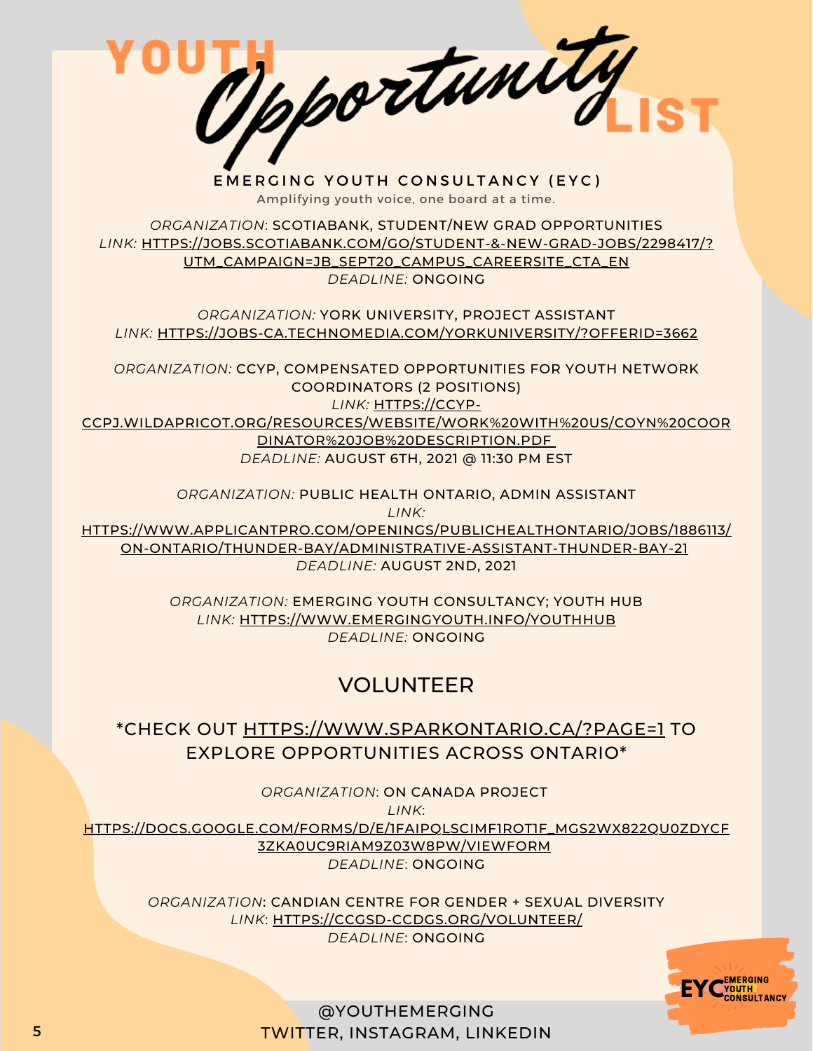# YOUTH *Opportunity* LIST

**EMERGING YOUTH CONSULTANCY (EYC)**

Amplifying youth voice, one board at a time.

*ORGANIZATION*: SCOTIABANK, STUDENT/NEW GRAD OPPORTUNITIES
*LINK:* HTTPS://JOBS.SCOTIABANK.COM/GO/STUDENT-&-NEW-GRAD-JOBS/2298417/?UTM_CAMPAIGN=JB_SEPT20_CAMPUS_CAREERSITE_CTA_EN
*DEADLINE:* ONGOING

*ORGANIZATION:* YORK UNIVERSITY, PROJECT ASSISTANT
*LINK:* HTTPS://JOBS-CA.TECHNOMEDIA.COM/YORKUNIVERSITY/?OFFERID=3662

*ORGANIZATION:* CCYP, COMPENSATED OPPORTUNITIES FOR YOUTH NETWORK COORDINATORS (2 POSITIONS)
*LINK:* HTTPS://CCYP-CCPJ.WILDAPRICOT.ORG/RESOURCES/WEBSITE/WORK%20WITH%20US/COYN%20COORDINATOR%20JOB%20DESCRIPTION.PDF
*DEADLINE:* AUGUST 6TH, 2021 @ 11:30 PM EST

*ORGANIZATION:* PUBLIC HEALTH ONTARIO, ADMIN ASSISTANT
*LINK:* HTTPS://WWW.APPLICANTPRO.COM/OPENINGS/PUBLICHEALTHONTARIO/JOBS/1886113/ON-ONTARIO/THUNDER-BAY/ADMINISTRATIVE-ASSISTANT-THUNDER-BAY-21
*DEADLINE:* AUGUST 2ND, 2021

*ORGANIZATION:* EMERGING YOUTH CONSULTANCY; YOUTH HUB
*LINK:* HTTPS://WWW.EMERGINGYOUTH.INFO/YOUTHHUB
*DEADLINE:* ONGOING

## VOLUNTEER

### *CHECK OUT HTTPS://WWW.SPARKONTARIO.CA/?PAGE=1 TO EXPLORE OPPORTUNITIES ACROSS ONTARIO*

*ORGANIZATION*: ON CANADA PROJECT
*LINK*: HTTPS://DOCS.GOOGLE.COM/FORMS/D/E/1FAIPQLSCIMF1ROT1F_MGS2WX822QU0ZDYCF3ZKA0UC9RIAM9Z03W8PW/VIEWFORM
*DEADLINE*: ONGOING

*ORGANIZATION*: CANDIAN CENTRE FOR GENDER + SEXUAL DIVERSITY
*LINK*: HTTPS://CCGSD-CCDGS.ORG/VOLUNTEER/
*DEADLINE*: ONGOING

@YOUTHEMERGING
TWITTER, INSTAGRAM, LINKEDIN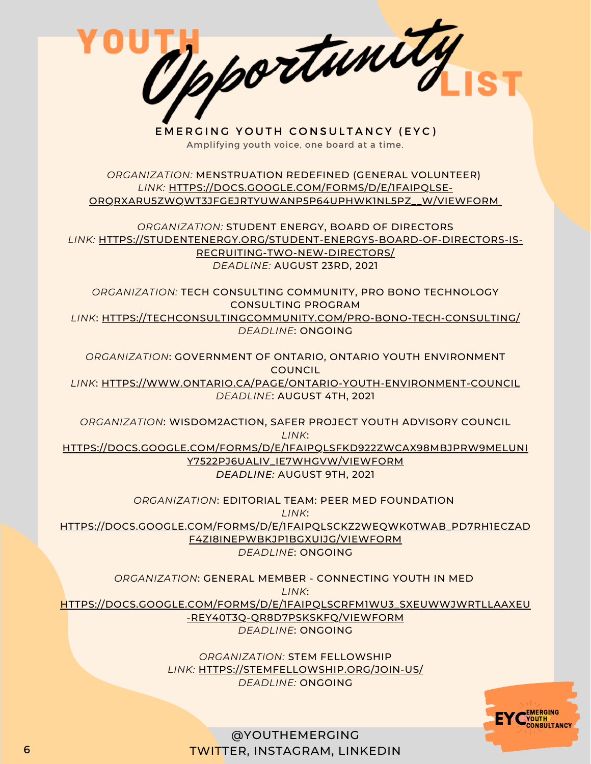# YOUTH *Opportunity* LIST

## EMERGING YOUTH CONSULTANCY (EYC)

Amplifying youth voice, one board at a time.

*ORGANIZATION:* MENSTRUATION REDEFINED (GENERAL VOLUNTEER)
*LINK:* HTTPS://DOCS.GOOGLE.COM/FORMS/D/E/1FAIPQLSE-ORQRXARU5ZWQWT3JFGEJRTYUWANP5P64UPHWK1NL5PZ__W/VIEWFORM

*ORGANIZATION:* STUDENT ENERGY, BOARD OF DIRECTORS
*LINK:* HTTPS://STUDENTENERGY.ORG/STUDENT-ENERGYS-BOARD-OF-DIRECTORS-IS-RECRUITING-TWO-NEW-DIRECTORS/
*DEADLINE:* AUGUST 23RD, 2021

*ORGANIZATION:* TECH CONSULTING COMMUNITY, PRO BONO TECHNOLOGY CONSULTING PROGRAM
*LINK*: HTTPS://TECHCONSULTINGCOMMUNITY.COM/PRO-BONO-TECH-CONSULTING/
*DEADLINE*: ONGOING

*ORGANIZATION*: GOVERNMENT OF ONTARIO, ONTARIO YOUTH ENVIRONMENT COUNCIL
*LINK*: HTTPS://WWW.ONTARIO.CA/PAGE/ONTARIO-YOUTH-ENVIRONMENT-COUNCIL
*DEADLINE*: AUGUST 4TH, 2021

*ORGANIZATION*: WISDOM2ACTION, SAFER PROJECT YOUTH ADVISORY COUNCIL
*LINK*: HTTPS://DOCS.GOOGLE.COM/FORMS/D/E/1FAIPQLSFKD922ZWCAX98MBJPRW9MELUNIY7522PJ6UALIV_IE7WHGVW/VIEWFORM
*DEADLINE:* AUGUST 9TH, 2021

*ORGANIZATION*: EDITORIAL TEAM: PEER MED FOUNDATION
*LINK*: HTTPS://DOCS.GOOGLE.COM/FORMS/D/E/1FAIPQLSCKZ2WEQWK0TWAB_PD7RH1ECZADF4ZI8INEPWBKJP1BGXUIJG/VIEWFORM
*DEADLINE*: ONGOING

*ORGANIZATION*: GENERAL MEMBER - CONNECTING YOUTH IN MED
*LINK*: HTTPS://DOCS.GOOGLE.COM/FORMS/D/E/1FAIPQLSCRFM1WU3_SXEUWWJWRTLLAAXEU-REY40T3Q-QR8D7PSKSKFQ/VIEWFORM
*DEADLINE*: ONGOING

*ORGANIZATION:* STEM FELLOWSHIP
*LINK:* HTTPS://STEMFELLOWSHIP.ORG/JOIN-US/
*DEADLINE:* ONGOING

EYC EMERGING YOUTH CONSULTANCY

@YOUTHEMERGING
TWITTER, INSTAGRAM, LINKEDIN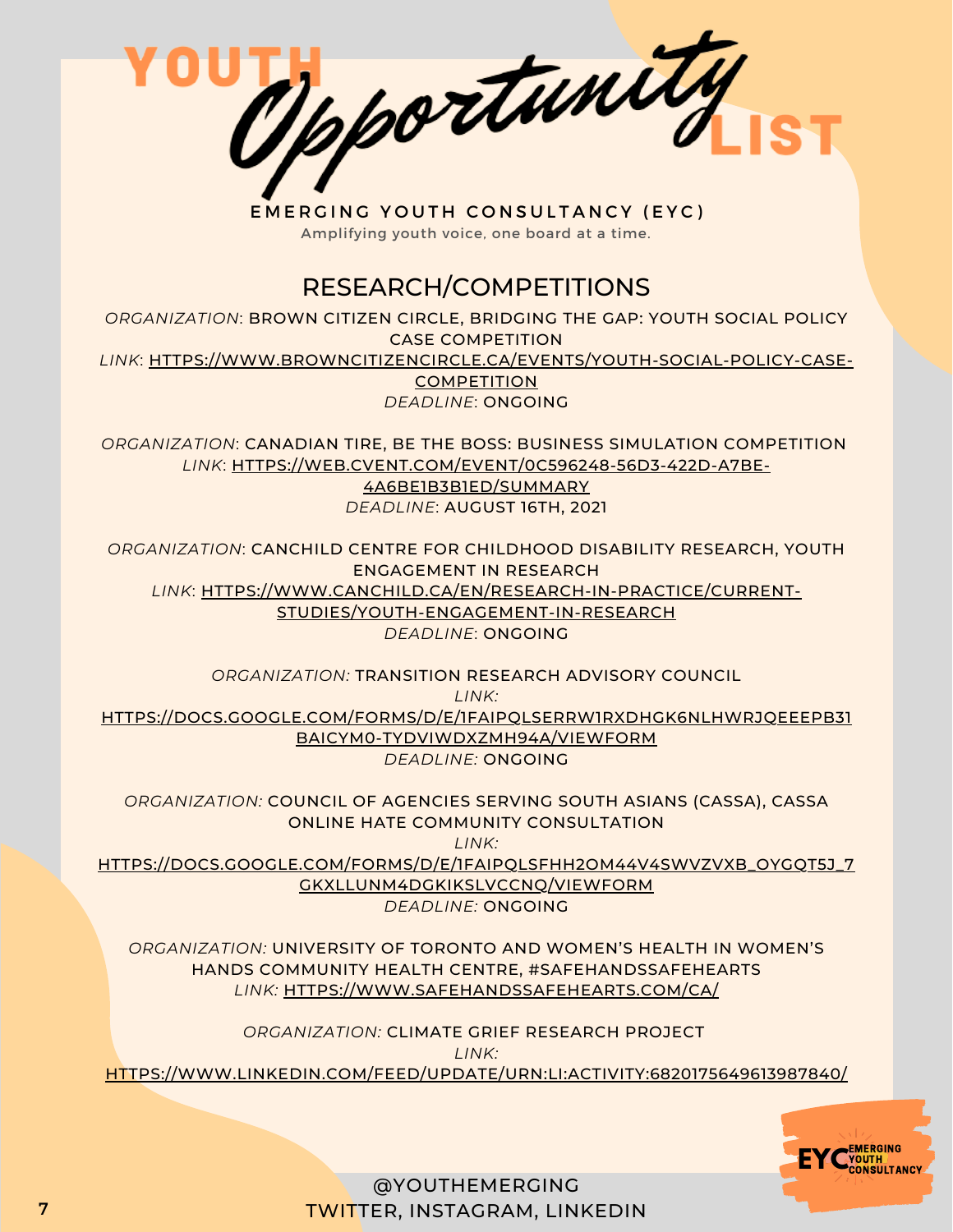# YOUTH *Opportunity* LIST

EMERGING YOUTH CONSULTANCY (EYC)

Amplifying youth voice, one board at a time.

## RESEARCH/COMPETITIONS

*ORGANIZATION*: BROWN CITIZEN CIRCLE, BRIDGING THE GAP: YOUTH SOCIAL POLICY CASE COMPETITION
*LINK*: HTTPS://WWW.BROWNCITIZENCIRCLE.CA/EVENTS/YOUTH-SOCIAL-POLICY-CASE-COMPETITION
*DEADLINE*: ONGOING

*ORGANIZATION*: CANADIAN TIRE, BE THE BOSS: BUSINESS SIMULATION COMPETITION
*LINK*: HTTPS://WEB.CVENT.COM/EVENT/0C596248-56D3-422D-A7BE-4A6BE1B3B1ED/SUMMARY
*DEADLINE*: AUGUST 16TH, 2021

*ORGANIZATION*: CANCHILD CENTRE FOR CHILDHOOD DISABILITY RESEARCH, YOUTH ENGAGEMENT IN RESEARCH
*LINK*: HTTPS://WWW.CANCHILD.CA/EN/RESEARCH-IN-PRACTICE/CURRENT-STUDIES/YOUTH-ENGAGEMENT-IN-RESEARCH
*DEADLINE*: ONGOING

*ORGANIZATION:* TRANSITION RESEARCH ADVISORY COUNCIL
*LINK:* HTTPS://DOCS.GOOGLE.COM/FORMS/D/E/1FAIPQLSERRW1RXDHGK6NLHWRJQEEEPB31BAICYM0-TYDVIWDXZMH94A/VIEWFORM
*DEADLINE:* ONGOING

*ORGANIZATION:* COUNCIL OF AGENCIES SERVING SOUTH ASIANS (CASSA), CASSA ONLINE HATE COMMUNITY CONSULTATION
*LINK:* HTTPS://DOCS.GOOGLE.COM/FORMS/D/E/1FAIPQLSFHH2OM44V4SWVZVXB_OYGQT5J_7GKXLLUNM4DGKIKSLVCCNQ/VIEWFORM
*DEADLINE:* ONGOING

*ORGANIZATION:* UNIVERSITY OF TORONTO AND WOMEN'S HEALTH IN WOMEN'S HANDS COMMUNITY HEALTH CENTRE, #SAFEHANDSSAFEHEARTS
*LINK:* HTTPS://WWW.SAFEHANDSSAFEHEARTS.COM/CA/

*ORGANIZATION:* CLIMATE GRIEF RESEARCH PROJECT
*LINK:* HTTPS://WWW.LINKEDIN.COM/FEED/UPDATE/URN:LI:ACTIVITY:6820175649613987840/

@YOUTHEMERGING
TWITTER, INSTAGRAM, LINKEDIN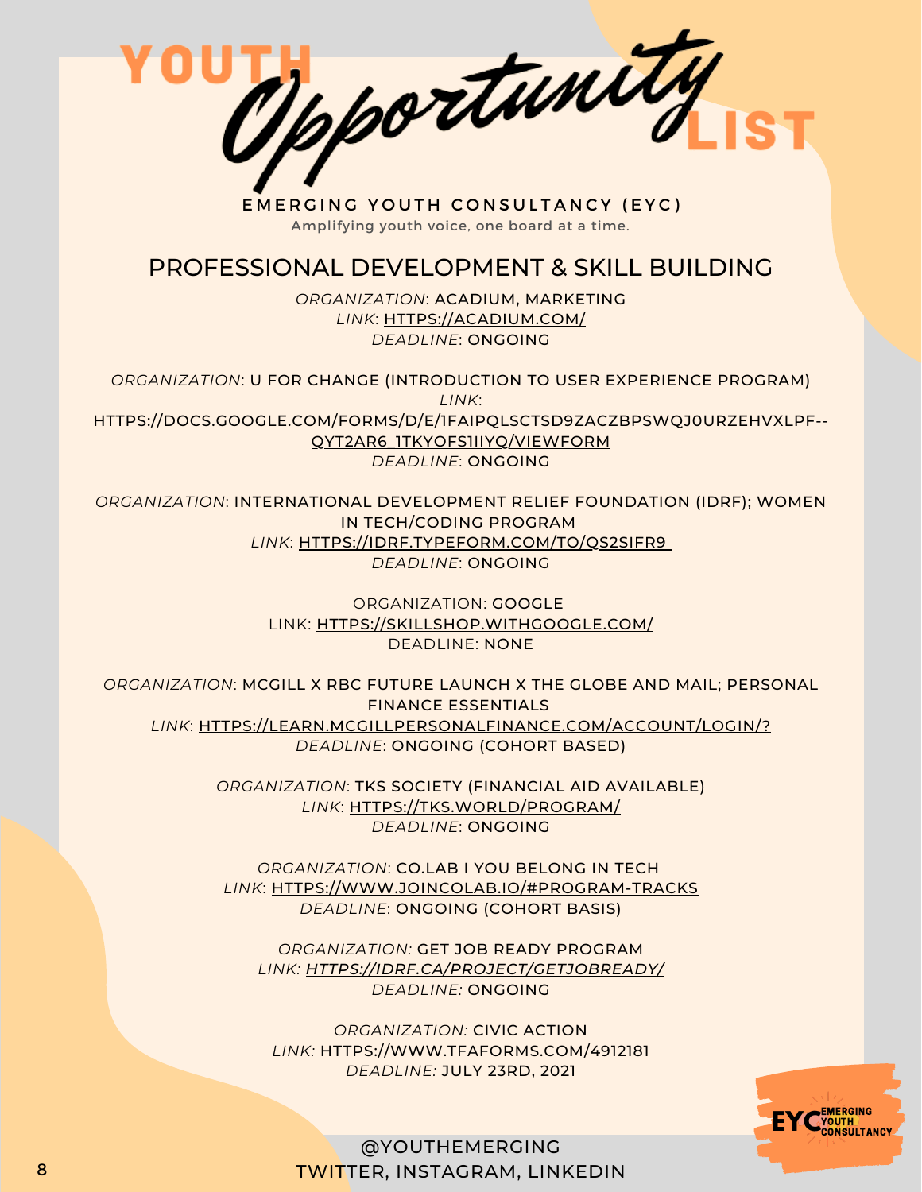# YOUTH *Opportunity* LIST

**EMERGING YOUTH CONSULTANCY (EYC)**

Amplifying youth voice, one board at a time.

## PROFESSIONAL DEVELOPMENT & SKILL BUILDING

*ORGANIZATION*: ACADIUM, MARKETING
*LINK*: HTTPS://ACADIUM.COM/
*DEADLINE*: ONGOING

*ORGANIZATION*: U FOR CHANGE (INTRODUCTION TO USER EXPERIENCE PROGRAM)
*LINK*: HTTPS://DOCS.GOOGLE.COM/FORMS/D/E/1FAIPQLSCTSD9ZACZBPSWQJ0URZEHVXLPF--QYT2AR6_1TKYOFS1IIYQ/VIEWFORM
*DEADLINE*: ONGOING

*ORGANIZATION*: INTERNATIONAL DEVELOPMENT RELIEF FOUNDATION (IDRF); WOMEN IN TECH/CODING PROGRAM
*LINK*: HTTPS://IDRF.TYPEFORM.COM/TO/QS2SIFR9
*DEADLINE*: ONGOING

ORGANIZATION: GOOGLE
LINK: HTTPS://SKILLSHOP.WITHGOOGLE.COM/
DEADLINE: NONE

*ORGANIZATION*: MCGILL X RBC FUTURE LAUNCH X THE GLOBE AND MAIL; PERSONAL FINANCE ESSENTIALS
*LINK*: HTTPS://LEARN.MCGILLPERSONALFINANCE.COM/ACCOUNT/LOGIN/?
*DEADLINE*: ONGOING (COHORT BASED)

*ORGANIZATION*: TKS SOCIETY (FINANCIAL AID AVAILABLE)
*LINK*: HTTPS://TKS.WORLD/PROGRAM/
*DEADLINE*: ONGOING

*ORGANIZATION*: CO.LAB I YOU BELONG IN TECH
*LINK*: HTTPS://WWW.JOINCOLAB.IO/#PROGRAM-TRACKS
*DEADLINE*: ONGOING (COHORT BASIS)

*ORGANIZATION:* GET JOB READY PROGRAM
*LINK:* *HTTPS://IDRF.CA/PROJECT/GETJOBREADY/*
*DEADLINE:* ONGOING

*ORGANIZATION:* CIVIC ACTION
*LINK:* HTTPS://WWW.TFAFORMS.COM/4912181
*DEADLINE:* JULY 23RD, 2021

@YOUTHEMERGING
TWITTER, INSTAGRAM, LINKEDIN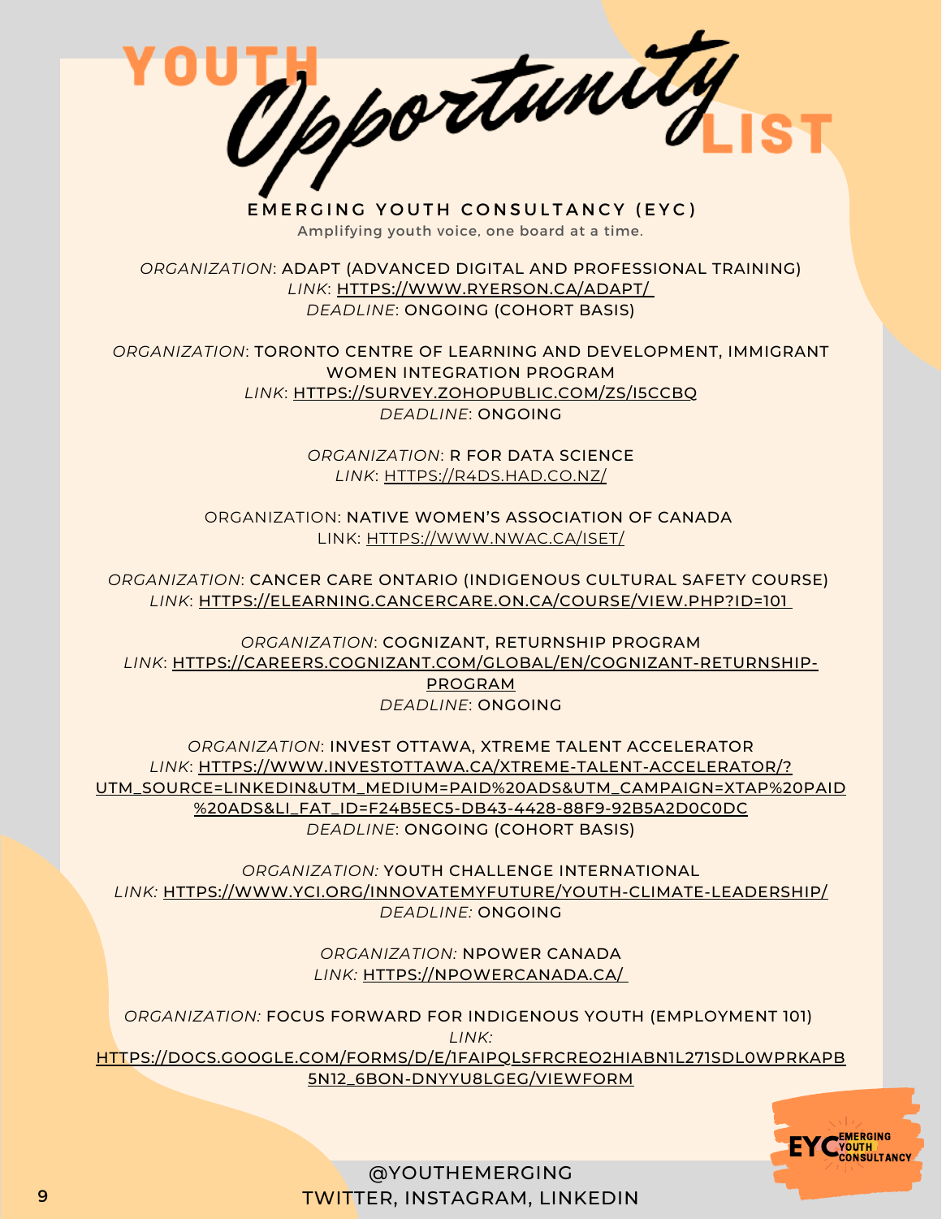# YOUTH *Opportunity* LIST

**EMERGING YOUTH CONSULTANCY (EYC)**

Amplifying youth voice, one board at a time.

*ORGANIZATION*: ADAPT (ADVANCED DIGITAL AND PROFESSIONAL TRAINING)
*LINK*: HTTPS://WWW.RYERSON.CA/ADAPT/
*DEADLINE*: ONGOING (COHORT BASIS)

*ORGANIZATION*: TORONTO CENTRE OF LEARNING AND DEVELOPMENT, IMMIGRANT WOMEN INTEGRATION PROGRAM
*LINK*: HTTPS://SURVEY.ZOHOPUBLIC.COM/ZS/I5CCBQ
*DEADLINE*: ONGOING

*ORGANIZATION*: R FOR DATA SCIENCE
*LINK*: HTTPS://R4DS.HAD.CO.NZ/

ORGANIZATION: NATIVE WOMEN'S ASSOCIATION OF CANADA
LINK: HTTPS://WWW.NWAC.CA/ISET/

*ORGANIZATION*: CANCER CARE ONTARIO (INDIGENOUS CULTURAL SAFETY COURSE)
*LINK*: HTTPS://ELEARNING.CANCERCARE.ON.CA/COURSE/VIEW.PHP?ID=101

*ORGANIZATION*: COGNIZANT, RETURNSHIP PROGRAM
*LINK*: HTTPS://CAREERS.COGNIZANT.COM/GLOBAL/EN/COGNIZANT-RETURNSHIP-PROGRAM
*DEADLINE*: ONGOING

*ORGANIZATION*: INVEST OTTAWA, XTREME TALENT ACCELERATOR
*LINK*: HTTPS://WWW.INVESTOTTAWA.CA/XTREME-TALENT-ACCELERATOR/?UTM_SOURCE=LINKEDIN&UTM_MEDIUM=PAID%20ADS&UTM_CAMPAIGN=XTAP%20PAID%20ADS&LI_FAT_ID=F24B5EC5-DB43-4428-88F9-92B5A2D0C0DC
*DEADLINE*: ONGOING (COHORT BASIS)

*ORGANIZATION:* YOUTH CHALLENGE INTERNATIONAL
*LINK:* HTTPS://WWW.YCI.ORG/INNOVATEMYFUTURE/YOUTH-CLIMATE-LEADERSHIP/
*DEADLINE:* ONGOING

*ORGANIZATION:* NPOWER CANADA
*LINK:* HTTPS://NPOWERCANADA.CA/

*ORGANIZATION:* FOCUS FORWARD FOR INDIGENOUS YOUTH (EMPLOYMENT 101)
*LINK:* HTTPS://DOCS.GOOGLE.COM/FORMS/D/E/1FAIPQLSFRCREO2HIABN1L271SDL0WPRKAPB5N12_6BON-DNYYU8LGEG/VIEWFORM

@YOUTHEMERGING
TWITTER, INSTAGRAM, LINKEDIN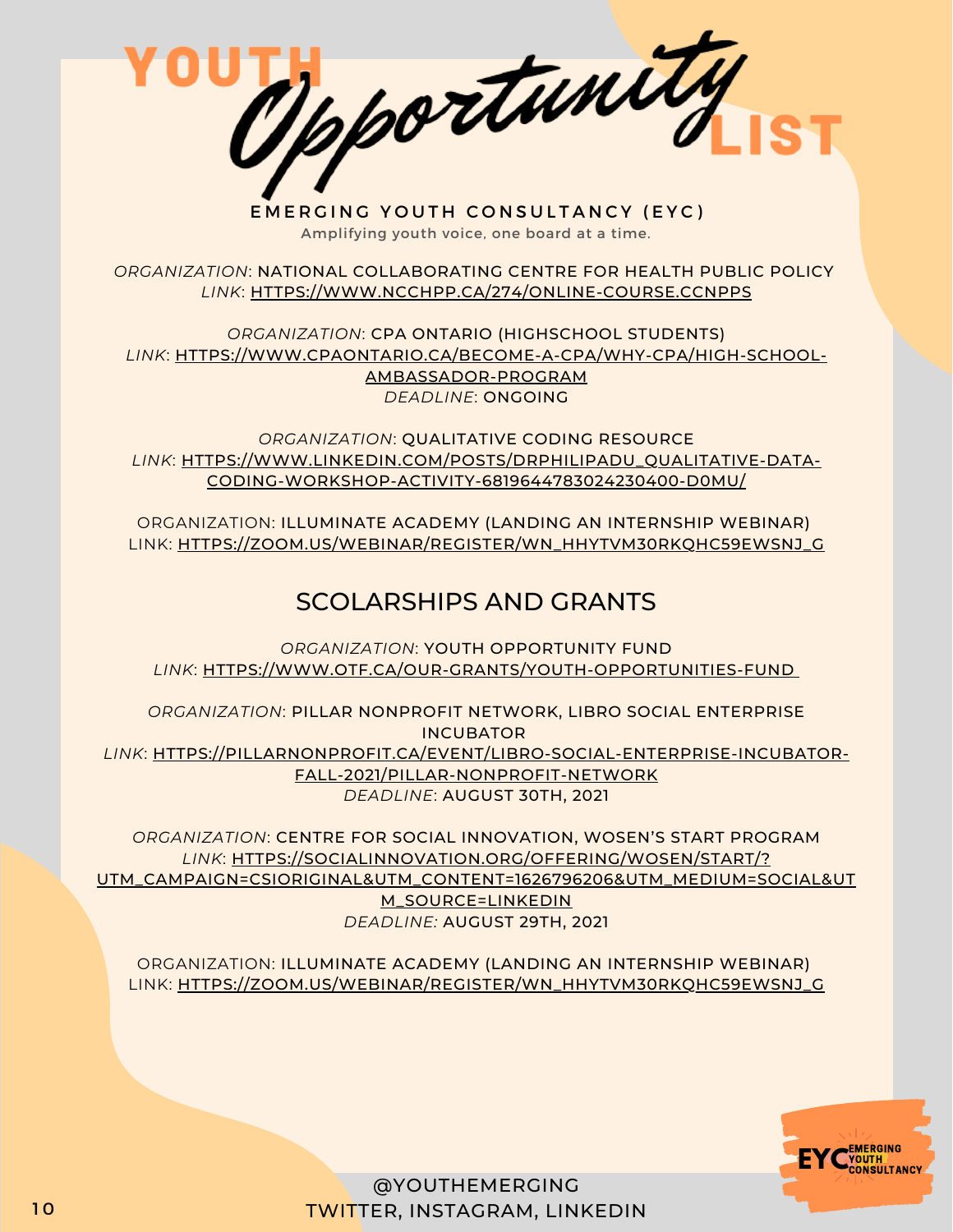# YOUTH Opportunity LIST

**EMERGING YOUTH CONSULTANCY (EYC)**

Amplifying youth voice, one board at a time.

*ORGANIZATION*: NATIONAL COLLABORATING CENTRE FOR HEALTH PUBLIC POLICY
*LINK*: HTTPS://WWW.NCCHPP.CA/274/ONLINE-COURSE.CCNPPS

*ORGANIZATION*: CPA ONTARIO (HIGHSCHOOL STUDENTS)
*LINK*: HTTPS://WWW.CPAONTARIO.CA/BECOME-A-CPA/WHY-CPA/HIGH-SCHOOL-AMBASSADOR-PROGRAM
*DEADLINE*: ONGOING

*ORGANIZATION*: QUALITATIVE CODING RESOURCE
*LINK*: HTTPS://WWW.LINKEDIN.COM/POSTS/DRPHILIPADU_QUALITATIVE-DATA-CODING-WORKSHOP-ACTIVITY-6819644783024230400-D0MU/

ORGANIZATION: ILLUMINATE ACADEMY (LANDING AN INTERNSHIP WEBINAR)
LINK: HTTPS://ZOOM.US/WEBINAR/REGISTER/WN_HHYTVM30RKQHC59EWSNJ_G

## SCOLARSHIPS AND GRANTS

*ORGANIZATION*: YOUTH OPPORTUNITY FUND
*LINK*: HTTPS://WWW.OTF.CA/OUR-GRANTS/YOUTH-OPPORTUNITIES-FUND

*ORGANIZATION*: PILLAR NONPROFIT NETWORK, LIBRO SOCIAL ENTERPRISE INCUBATOR
*LINK*: HTTPS://PILLARNONPROFIT.CA/EVENT/LIBRO-SOCIAL-ENTERPRISE-INCUBATOR-FALL-2021/PILLAR-NONPROFIT-NETWORK
*DEADLINE*: AUGUST 30TH, 2021

*ORGANIZATION*: CENTRE FOR SOCIAL INNOVATION, WOSEN'S START PROGRAM
*LINK*: HTTPS://SOCIALINNOVATION.ORG/OFFERING/WOSEN/START/?UTM_CAMPAIGN=CSIORIGINAL&UTM_CONTENT=1626796206&UTM_MEDIUM=SOCIAL&UTM_SOURCE=LINKEDIN
*DEADLINE:* AUGUST 29TH, 2021

ORGANIZATION: ILLUMINATE ACADEMY (LANDING AN INTERNSHIP WEBINAR)
LINK: HTTPS://ZOOM.US/WEBINAR/REGISTER/WN_HHYTVM30RKQHC59EWSNJ_G

@YOUTHEMERGING
TWITTER, INSTAGRAM, LINKEDIN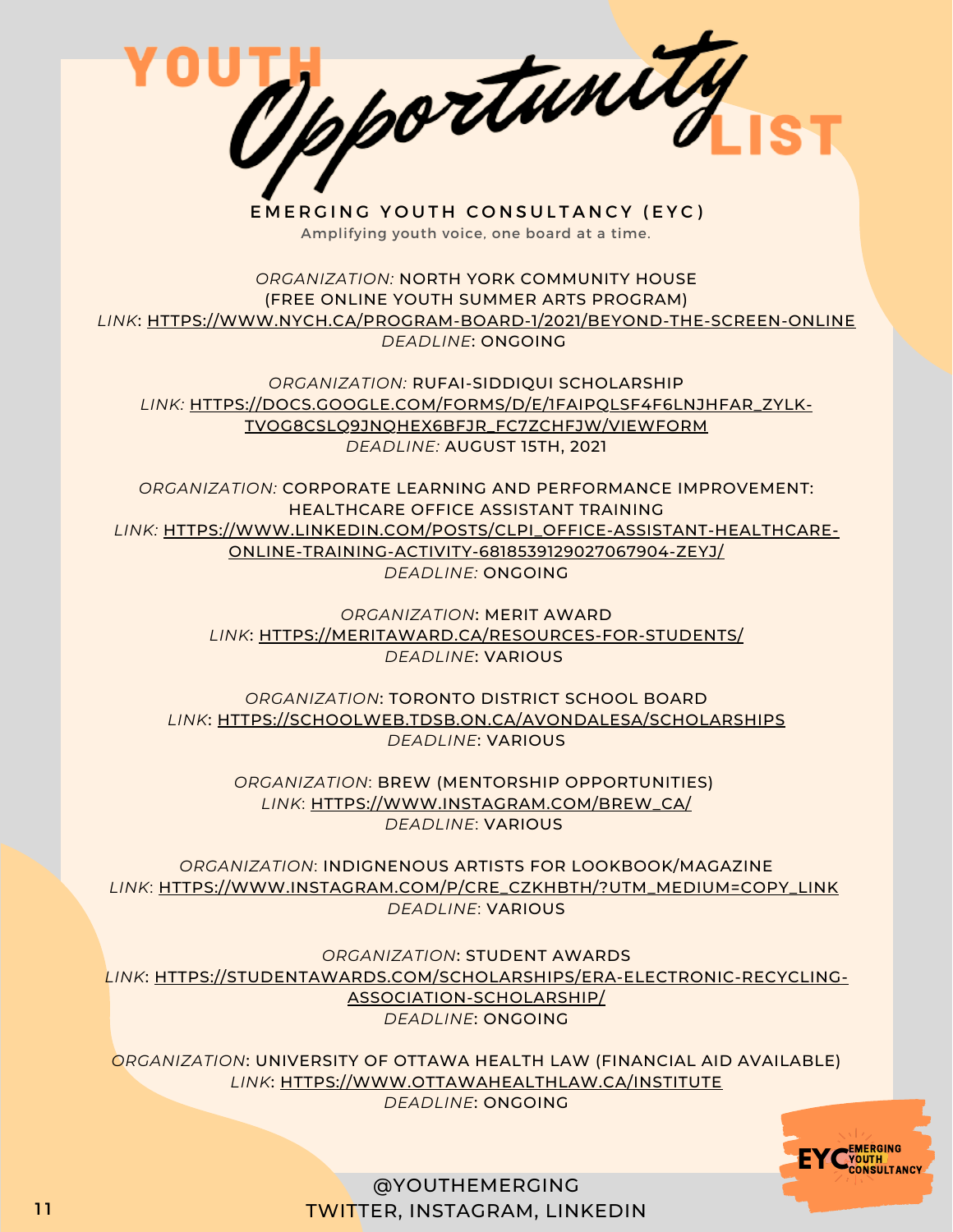# YOUTH *Opportunity* LIST

**EMERGING YOUTH CONSULTANCY (EYC)**

Amplifying youth voice, one board at a time.

*ORGANIZATION:* NORTH YORK COMMUNITY HOUSE (FREE ONLINE YOUTH SUMMER ARTS PROGRAM)
*LINK*: HTTPS://WWW.NYCH.CA/PROGRAM-BOARD-1/2021/BEYOND-THE-SCREEN-ONLINE
*DEADLINE*: ONGOING

*ORGANIZATION:* RUFAI-SIDDIQUI SCHOLARSHIP
*LINK:* HTTPS://DOCS.GOOGLE.COM/FORMS/D/E/1FAIPQLSF4F6LNJHFAR_ZYLK-TVOG8CSLQ9JNQHEX6BFJR_FC7ZCHFJW/VIEWFORM
*DEADLINE:* AUGUST 15TH, 2021

*ORGANIZATION:* CORPORATE LEARNING AND PERFORMANCE IMPROVEMENT: HEALTHCARE OFFICE ASSISTANT TRAINING
*LINK:* HTTPS://WWW.LINKEDIN.COM/POSTS/CLPI_OFFICE-ASSISTANT-HEALTHCARE-ONLINE-TRAINING-ACTIVITY-6818539129027067904-ZEYJ/
*DEADLINE:* ONGOING

*ORGANIZATION*: MERIT AWARD
*LINK*: HTTPS://MERITAWARD.CA/RESOURCES-FOR-STUDENTS/
*DEADLINE*: VARIOUS

*ORGANIZATION*: TORONTO DISTRICT SCHOOL BOARD
*LINK*: HTTPS://SCHOOLWEB.TDSB.ON.CA/AVONDALESA/SCHOLARSHIPS
*DEADLINE*: VARIOUS

*ORGANIZATION*: BREW (MENTORSHIP OPPORTUNITIES)
*LINK*: HTTPS://WWW.INSTAGRAM.COM/BREW_CA/
*DEADLINE*: VARIOUS

*ORGANIZATION*: INDIGNENOUS ARTISTS FOR LOOKBOOK/MAGAZINE
*LINK*: HTTPS://WWW.INSTAGRAM.COM/P/CRE_CZKHBTH/?UTM_MEDIUM=COPY_LINK
*DEADLINE*: VARIOUS

*ORGANIZATION*: STUDENT AWARDS
*LINK*: HTTPS://STUDENTAWARDS.COM/SCHOLARSHIPS/ERA-ELECTRONIC-RECYCLING-ASSOCIATION-SCHOLARSHIP/
*DEADLINE*: ONGOING

*ORGANIZATION*: UNIVERSITY OF OTTAWA HEALTH LAW (FINANCIAL AID AVAILABLE)
*LINK*: HTTPS://WWW.OTTAWAHEALTHLAW.CA/INSTITUTE
*DEADLINE*: ONGOING

EYC EMERGING YOUTH CONSULTANCY

@YOUTHEMERGING
TWITTER, INSTAGRAM, LINKEDIN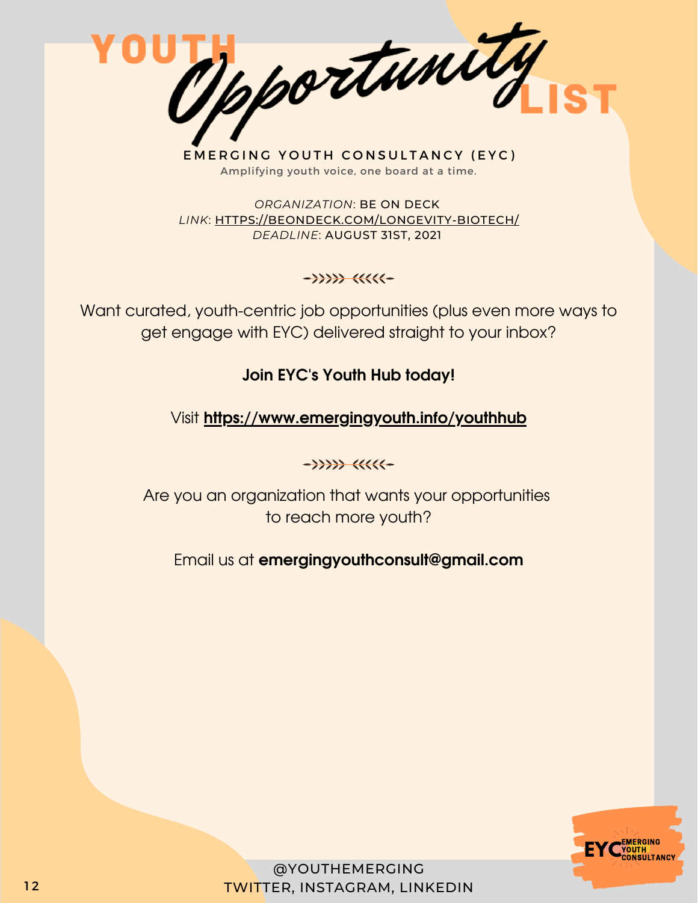# YOUTH *Opportunity* LIST

**EMERGING YOUTH CONSULTANCY (EYC)**

Amplifying youth voice, one board at a time.

*ORGANIZATION*: BE ON DECK
*LINK*: HTTPS://BEONDECK.COM/LONGEVITY-BIOTECH/
*DEADLINE*: AUGUST 31ST, 2021

Want curated, youth-centric job opportunities (plus even more ways to get engage with EYC) delivered straight to your inbox?

**Join EYC's Youth Hub today!**

Visit **https://www.emergingyouth.info/youthhub**

Are you an organization that wants your opportunities to reach more youth?

Email us at **emergingyouthconsult@gmail.com**

@YOUTHEMERGING
TWITTER, INSTAGRAM, LINKEDIN